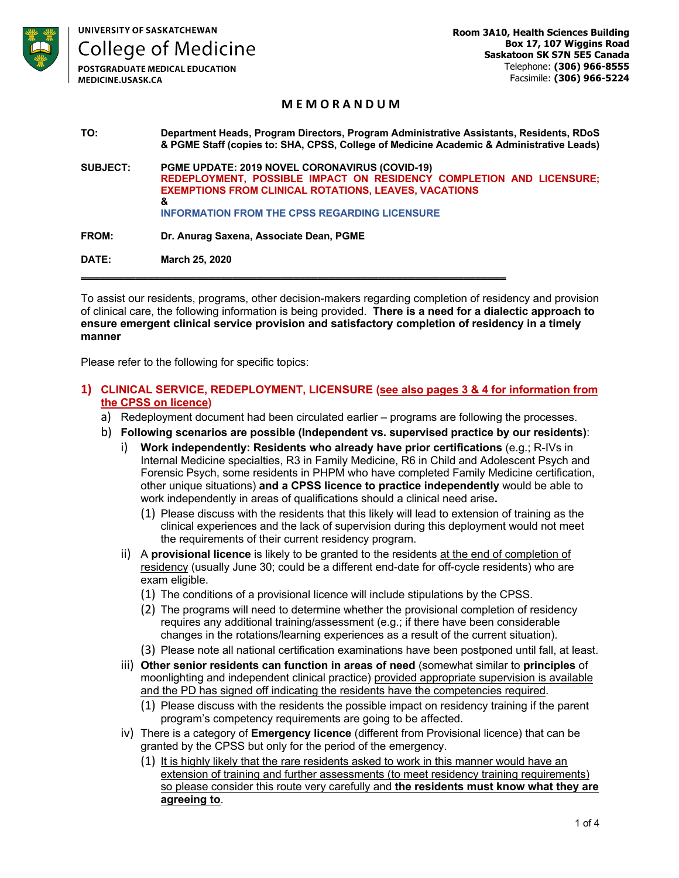UNIVERSITY OF SASKATCHEWAN
College of Medicine
POSTGRADUATE MEDICAL EDUCATION
MEDICINE.USASK.CA

**Room 3A10, Health Sciences Building**
**Box 17, 107 Wiggins Road**
**Saskatoon SK S7N 5E5 Canada**
Telephone: **(306) 966-8555**
Facsimile: **(306) 966-5224**

# MEMORANDUM

**TO:** **Department Heads, Program Directors, Program Administrative Assistants, Residents, RDoS & PGME Staff (copies to: SHA, CPSS, College of Medicine Academic & Administrative Leads)**

**SUBJECT:** **PGME UPDATE: 2019 NOVEL CORONAVIRUS (COVID-19)**
**REDEPLOYMENT, POSSIBLE IMPACT ON RESIDENCY COMPLETION AND LICENSURE; EXEMPTIONS FROM CLINICAL ROTATIONS, LEAVES, VACATIONS**
**&**
**INFORMATION FROM THE CPSS REGARDING LICENSURE**

**FROM:** **Dr. Anurag Saxena, Associate Dean, PGME**

**DATE:** **March 25, 2020**

---

To assist our residents, programs, other decision-makers regarding completion of residency and provision of clinical care, the following information is being provided. **There is a need for a dialectic approach to ensure emergent clinical service provision and satisfactory completion of residency in a timely manner**

Please refer to the following for specific topics:

## 1) CLINICAL SERVICE, REDEPLOYMENT, LICENSURE (see also pages 3 & 4 for information from the CPSS on licence)

a) Redeployment document had been circulated earlier – programs are following the processes.

b) **Following scenarios are possible (Independent vs. supervised practice by our residents)**:

i) **Work independently: Residents who already have prior certifications** (e.g.; R-IVs in Internal Medicine specialties, R3 in Family Medicine, R6 in Child and Adolescent Psych and Forensic Psych, some residents in PHPM who have completed Family Medicine certification, other unique situations) **and a CPSS licence to practice independently** would be able to work independently in areas of qualifications should a clinical need arise**.**

(1) Please discuss with the residents that this likely will lead to extension of training as the clinical experiences and the lack of supervision during this deployment would not meet the requirements of their current residency program.

ii) A **provisional licence** is likely to be granted to the residents at the end of completion of residency (usually June 30; could be a different end-date for off-cycle residents) who are exam eligible.

(1) The conditions of a provisional licence will include stipulations by the CPSS.

(2) The programs will need to determine whether the provisional completion of residency requires any additional training/assessment (e.g.; if there have been considerable changes in the rotations/learning experiences as a result of the current situation).

(3) Please note all national certification examinations have been postponed until fall, at least.

iii) **Other senior residents can function in areas of need** (somewhat similar to **principles** of moonlighting and independent clinical practice) provided appropriate supervision is available and the PD has signed off indicating the residents have the competencies required.

(1) Please discuss with the residents the possible impact on residency training if the parent program's competency requirements are going to be affected.

iv) There is a category of **Emergency licence** (different from Provisional licence) that can be granted by the CPSS but only for the period of the emergency.

(1) It is highly likely that the rare residents asked to work in this manner would have an extension of training and further assessments (to meet residency training requirements) so please consider this route very carefully and **the residents must know what they are agreeing to**.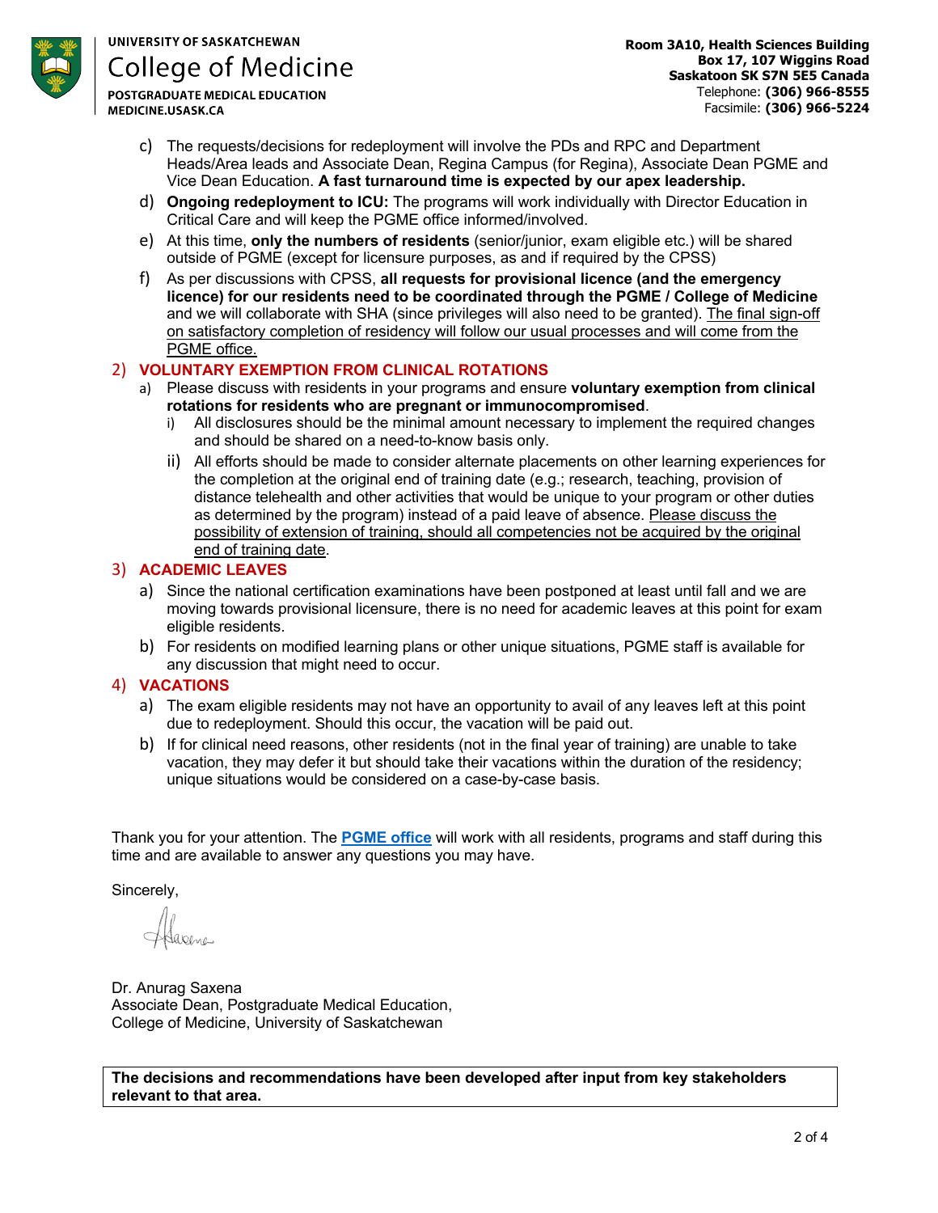c) The requests/decisions for redeployment will involve the PDs and RPC and Department Heads/Area leads and Associate Dean, Regina Campus (for Regina), Associate Dean PGME and Vice Dean Education. **A fast turnaround time is expected by our apex leadership.**

d) **Ongoing redeployment to ICU:** The programs will work individually with Director Education in Critical Care and will keep the PGME office informed/involved.

e) At this time, **only the numbers of residents** (senior/junior, exam eligible etc.) will be shared outside of PGME (except for licensure purposes, as and if required by the CPSS)

f) As per discussions with CPSS, **all requests for provisional licence (and the emergency licence) for our residents need to be coordinated through the PGME / College of Medicine** and we will collaborate with SHA (since privileges will also need to be granted). The final sign-off on satisfactory completion of residency will follow our usual processes and will come from the PGME office.

## 2) VOLUNTARY EXEMPTION FROM CLINICAL ROTATIONS

a) Please discuss with residents in your programs and ensure **voluntary exemption from clinical rotations for residents who are pregnant or immunocompromised**.

   i) All disclosures should be the minimal amount necessary to implement the required changes and should be shared on a need-to-know basis only.

   ii) All efforts should be made to consider alternate placements on other learning experiences for the completion at the original end of training date (e.g.; research, teaching, provision of distance telehealth and other activities that would be unique to your program or other duties as determined by the program) instead of a paid leave of absence. Please discuss the possibility of extension of training, should all competencies not be acquired by the original end of training date.

## 3) ACADEMIC LEAVES

a) Since the national certification examinations have been postponed at least until fall and we are moving towards provisional licensure, there is no need for academic leaves at this point for exam eligible residents.

b) For residents on modified learning plans or other unique situations, PGME staff is available for any discussion that might need to occur.

## 4) VACATIONS

a) The exam eligible residents may not have an opportunity to avail of any leaves left at this point due to redeployment. Should this occur, the vacation will be paid out.

b) If for clinical need reasons, other residents (not in the final year of training) are unable to take vacation, they may defer it but should take their vacations within the duration of the residency; unique situations would be considered on a case-by-case basis.

Thank you for your attention. The **PGME office** will work with all residents, programs and staff during this time and are available to answer any questions you may have.

Sincerely,

Dr. Anurag Saxena
Associate Dean, Postgraduate Medical Education,
College of Medicine, University of Saskatchewan

**The decisions and recommendations have been developed after input from key stakeholders relevant to that area.**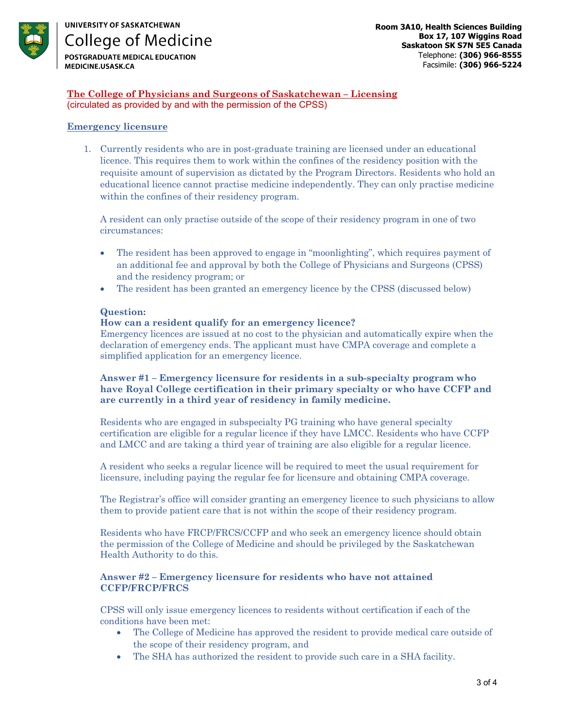UNIVERSITY OF SASKATCHEWAN
College of Medicine
POSTGRADUATE MEDICAL EDUCATION
MEDICINE.USASK.CA

**Room 3A10, Health Sciences Building**
**Box 17, 107 Wiggins Road**
**Saskatoon SK S7N 5E5 Canada**
Telephone: **(306) 966-8555**
Facsimile: **(306) 966-5224**

## The College of Physicians and Surgeons of Saskatchewan – Licensing

(circulated as provided by and with the permission of the CPSS)

### Emergency licensure

1. Currently residents who are in post-graduate training are licensed under an educational licence. This requires them to work within the confines of the residency position with the requisite amount of supervision as dictated by the Program Directors. Residents who hold an educational licence cannot practise medicine independently. They can only practise medicine within the confines of their residency program.

   A resident can only practise outside of the scope of their residency program in one of two circumstances:

   - The resident has been approved to engage in "moonlighting", which requires payment of an additional fee and approval by both the College of Physicians and Surgeons (CPSS) and the residency program; or
   - The resident has been granted an emergency licence by the CPSS (discussed below)

   **Question:**
   **How can a resident qualify for an emergency licence?**
   Emergency licences are issued at no cost to the physician and automatically expire when the declaration of emergency ends. The applicant must have CMPA coverage and complete a simplified application for an emergency licence.

   **Answer #1 – Emergency licensure for residents in a sub-specialty program who have Royal College certification in their primary specialty or who have CCFP and are currently in a third year of residency in family medicine.**

   Residents who are engaged in subspecialty PG training who have general specialty certification are eligible for a regular licence if they have LMCC. Residents who have CCFP and LMCC and are taking a third year of training are also eligible for a regular licence.

   A resident who seeks a regular licence will be required to meet the usual requirement for licensure, including paying the regular fee for licensure and obtaining CMPA coverage.

   The Registrar's office will consider granting an emergency licence to such physicians to allow them to provide patient care that is not within the scope of their residency program.

   Residents who have FRCP/FRCS/CCFP and who seek an emergency licence should obtain the permission of the College of Medicine and should be privileged by the Saskatchewan Health Authority to do this.

   **Answer #2 – Emergency licensure for residents who have not attained CCFP/FRCP/FRCS**

   CPSS will only issue emergency licences to residents without certification if each of the conditions have been met:

   - The College of Medicine has approved the resident to provide medical care outside of the scope of their residency program, and
   - The SHA has authorized the resident to provide such care in a SHA facility.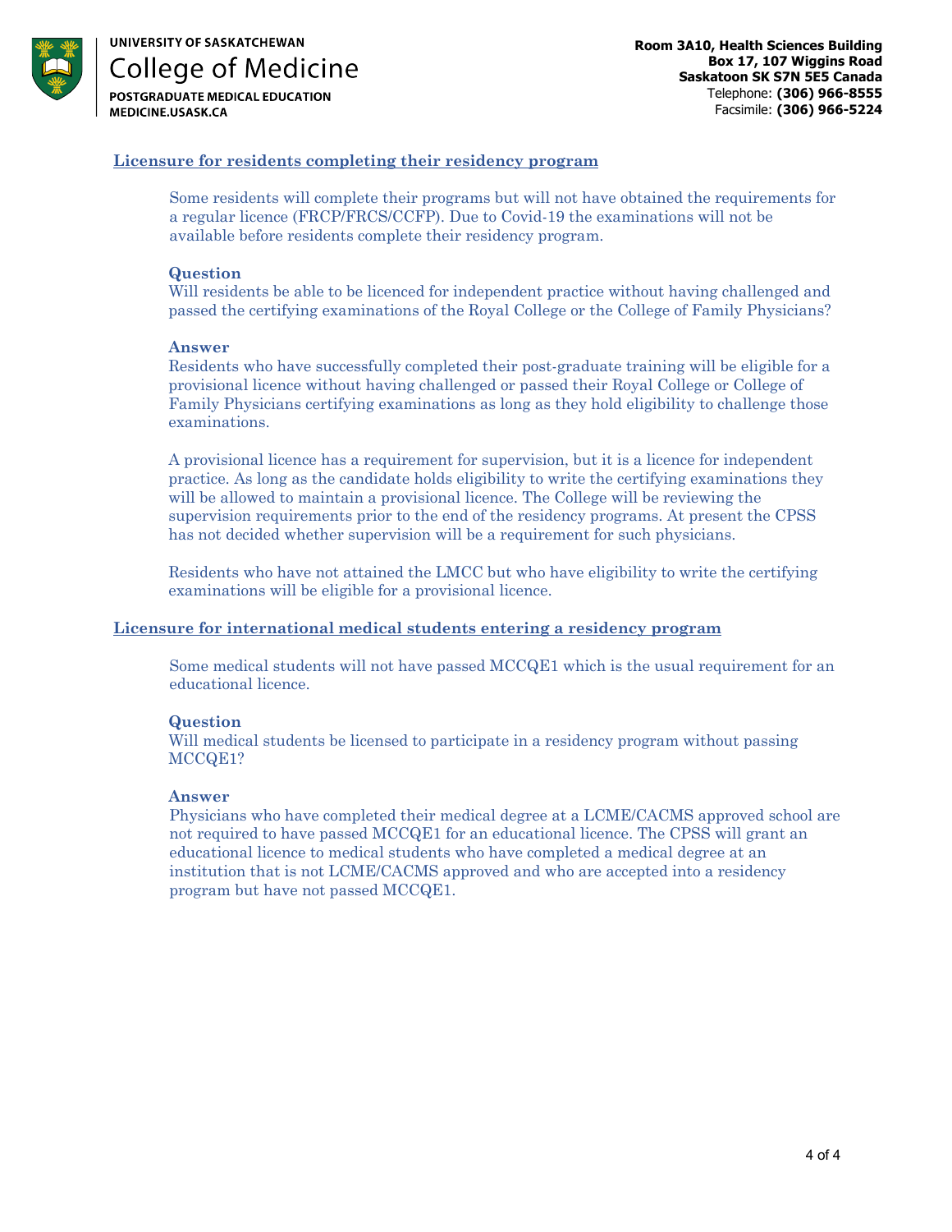**Licensure for residents completing their residency program**

Some residents will complete their programs but will not have obtained the requirements for a regular licence (FRCP/FRCS/CCFP). Due to Covid-19 the examinations will not be available before residents complete their residency program.

**Question**
Will residents be able to be licenced for independent practice without having challenged and passed the certifying examinations of the Royal College or the College of Family Physicians?

**Answer**
Residents who have successfully completed their post-graduate training will be eligible for a provisional licence without having challenged or passed their Royal College or College of Family Physicians certifying examinations as long as they hold eligibility to challenge those examinations.

A provisional licence has a requirement for supervision, but it is a licence for independent practice. As long as the candidate holds eligibility to write the certifying examinations they will be allowed to maintain a provisional licence. The College will be reviewing the supervision requirements prior to the end of the residency programs. At present the CPSS has not decided whether supervision will be a requirement for such physicians.

Residents who have not attained the LMCC but who have eligibility to write the certifying examinations will be eligible for a provisional licence.

**Licensure for international medical students entering a residency program**

Some medical students will not have passed MCCQE1 which is the usual requirement for an educational licence.

**Question**
Will medical students be licensed to participate in a residency program without passing MCCQE1?

**Answer**
Physicians who have completed their medical degree at a LCME/CACMS approved school are not required to have passed MCCQE1 for an educational licence. The CPSS will grant an educational licence to medical students who have completed a medical degree at an institution that is not LCME/CACMS approved and who are accepted into a residency program but have not passed MCCQE1.